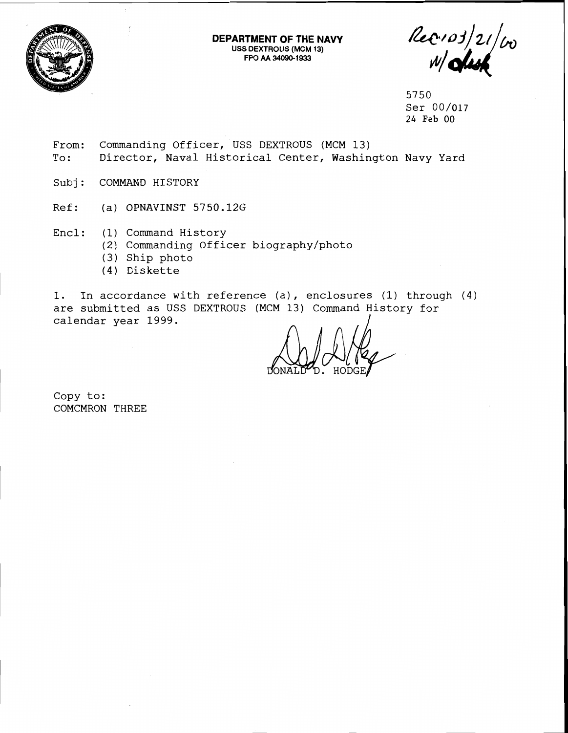**DEPARTMENT OF THE NAVY**
USS DEXTROUS (MCM 13)
FPO AA 34090-1933

Rec'd 03/21/00
w/ disk

5750
Ser 00/017
24 Feb 00

From: Commanding Officer, USS DEXTROUS (MCM 13)
To: Director, Naval Historical Center, Washington Navy Yard

Subj: COMMAND HISTORY

Ref: (a) OPNAVINST 5750.12G

Encl: (1) Command History
(2) Commanding Officer biography/photo
(3) Ship photo
(4) Diskette

1. In accordance with reference (a), enclosures (1) through (4) are submitted as USS DEXTROUS (MCM 13) Command History for calendar year 1999.

DONALD D. HODGE

Copy to:
COMCMRON THREE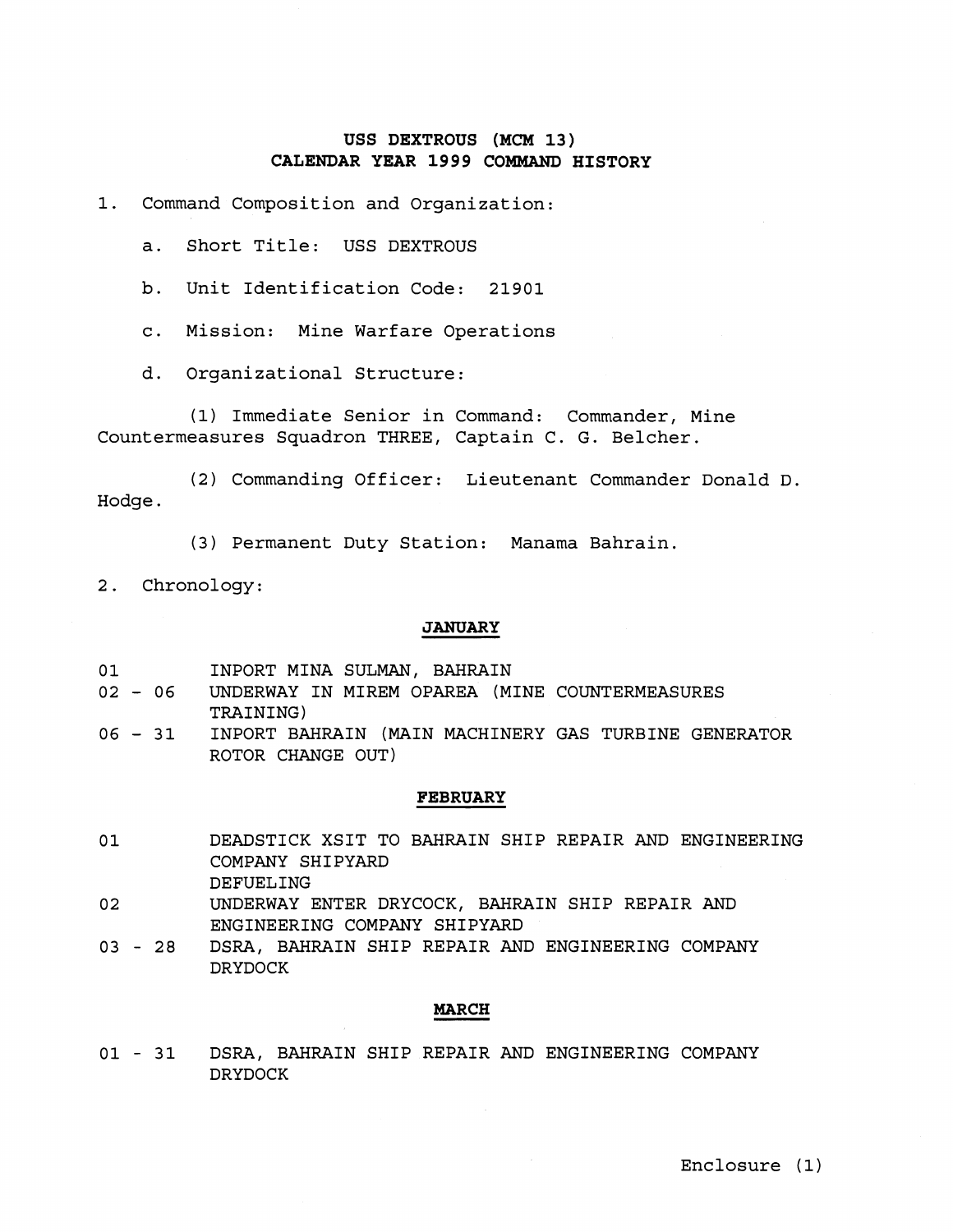**USS DEXTROUS (MCM 13)**
**CALENDAR YEAR 1999 COMMAND HISTORY**

1. Command Composition and Organization:

   a. Short Title: USS DEXTROUS

   b. Unit Identification Code: 21901

   c. Mission: Mine Warfare Operations

   d. Organizational Structure:

      (1) Immediate Senior in Command: Commander, Mine Countermeasures Squadron THREE, Captain C. G. Belcher.

      (2) Commanding Officer: Lieutenant Commander Donald D. Hodge.

      (3) Permanent Duty Station: Manama Bahrain.

2. Chronology:

**JANUARY**

| | |
|---|---|
| 01 | INPORT MINA SULMAN, BAHRAIN |
| 02 - 06 | UNDERWAY IN MIREM OPAREA (MINE COUNTERMEASURES TRAINING) |
| 06 - 31 | INPORT BAHRAIN (MAIN MACHINERY GAS TURBINE GENERATOR ROTOR CHANGE OUT) |

**FEBRUARY**

| | |
|---|---|
| 01 | DEADSTICK XSIT TO BAHRAIN SHIP REPAIR AND ENGINEERING COMPANY SHIPYARD DEFUELING |
| 02 | UNDERWAY ENTER DRYCOCK, BAHRAIN SHIP REPAIR AND ENGINEERING COMPANY SHIPYARD |
| 03 - 28 | DSRA, BAHRAIN SHIP REPAIR AND ENGINEERING COMPANY DRYDOCK |

**MARCH**

| | |
|---|---|
| 01 - 31 | DSRA, BAHRAIN SHIP REPAIR AND ENGINEERING COMPANY DRYDOCK |

Enclosure (1)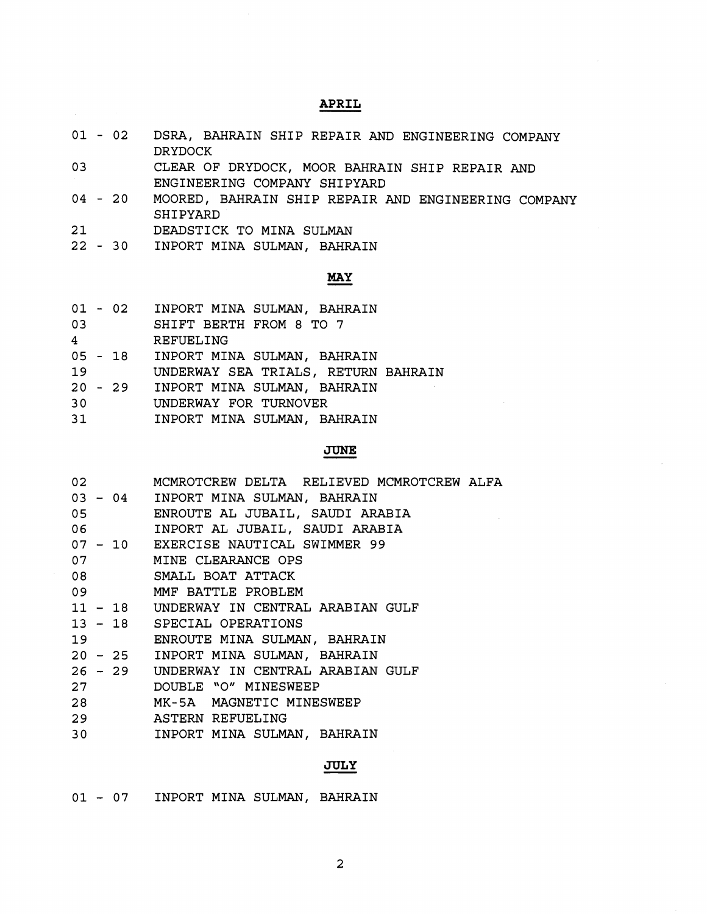## APRIL

| | |
|---|---|
| 01 - 02 | DSRA, BAHRAIN SHIP REPAIR AND ENGINEERING COMPANY DRYDOCK |
| 03 | CLEAR OF DRYDOCK, MOOR BAHRAIN SHIP REPAIR AND ENGINEERING COMPANY SHIPYARD |
| 04 - 20 | MOORED, BAHRAIN SHIP REPAIR AND ENGINEERING COMPANY SHIPYARD |
| 21 | DEADSTICK TO MINA SULMAN |
| 22 - 30 | INPORT MINA SULMAN, BAHRAIN |

## MAY

| | |
|---|---|
| 01 - 02 | INPORT MINA SULMAN, BAHRAIN |
| 03 | SHIFT BERTH FROM 8 TO 7 |
| 4 | REFUELING |
| 05 - 18 | INPORT MINA SULMAN, BAHRAIN |
| 19 | UNDERWAY SEA TRIALS, RETURN BAHRAIN |
| 20 - 29 | INPORT MINA SULMAN, BAHRAIN |
| 30 | UNDERWAY FOR TURNOVER |
| 31 | INPORT MINA SULMAN, BAHRAIN |

## JUNE

| | |
|---|---|
| 02 | MCMROTCREW DELTA RELIEVED MCMROTCREW ALFA |
| 03 - 04 | INPORT MINA SULMAN, BAHRAIN |
| 05 | ENROUTE AL JUBAIL, SAUDI ARABIA |
| 06 | INPORT AL JUBAIL, SAUDI ARABIA |
| 07 - 10 | EXERCISE NAUTICAL SWIMMER 99 |
| 07 | MINE CLEARANCE OPS |
| 08 | SMALL BOAT ATTACK |
| 09 | MMF BATTLE PROBLEM |
| 11 - 18 | UNDERWAY IN CENTRAL ARABIAN GULF |
| 13 - 18 | SPECIAL OPERATIONS |
| 19 | ENROUTE MINA SULMAN, BAHRAIN |
| 20 - 25 | INPORT MINA SULMAN, BAHRAIN |
| 26 - 29 | UNDERWAY IN CENTRAL ARABIAN GULF |
| 27 | DOUBLE "O" MINESWEEP |
| 28 | MK-5A MAGNETIC MINESWEEP |
| 29 | ASTERN REFUELING |
| 30 | INPORT MINA SULMAN, BAHRAIN |

## JULY

| | |
|---|---|
| 01 - 07 | INPORT MINA SULMAN, BAHRAIN |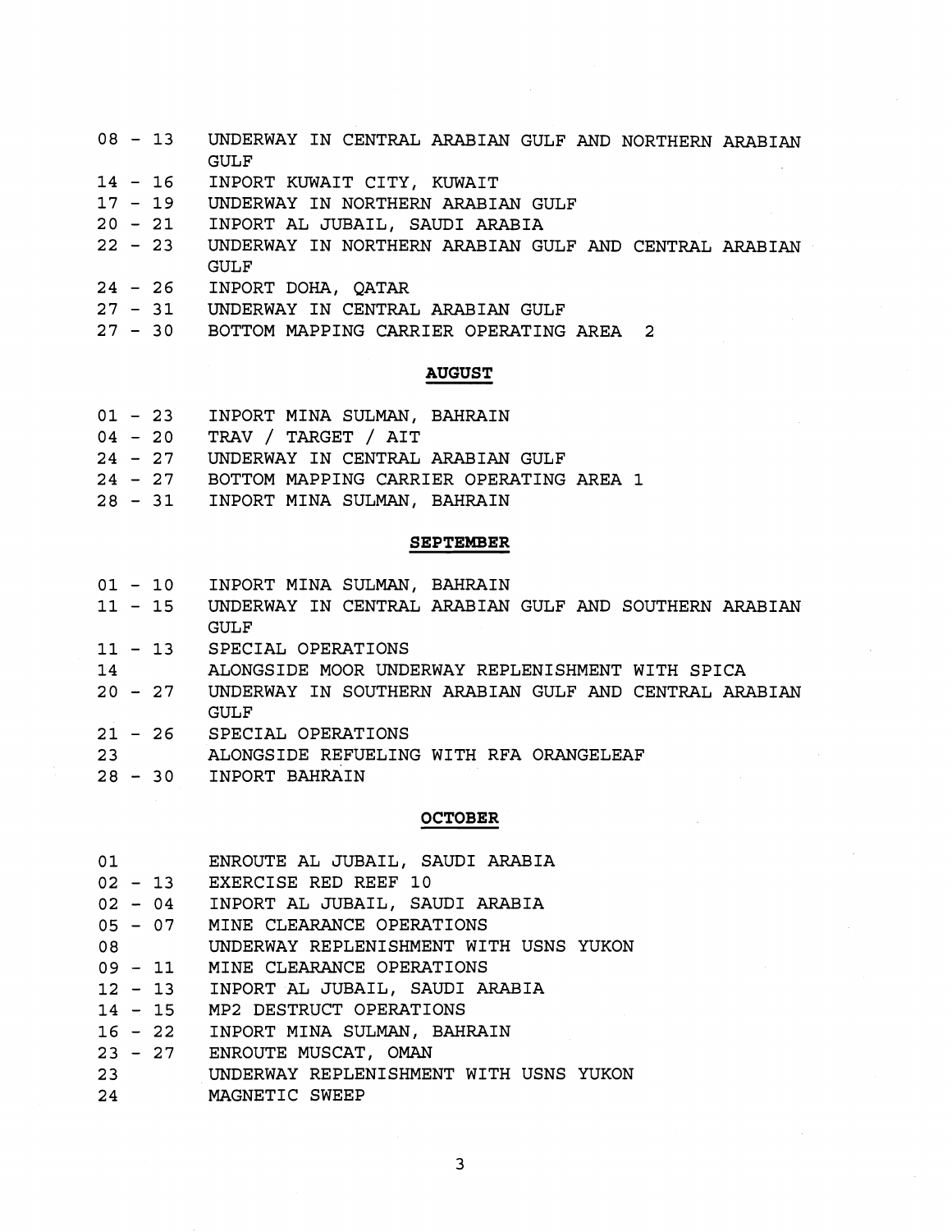| | |
|---|---|
| 08 - 13 | UNDERWAY IN CENTRAL ARABIAN GULF AND NORTHERN ARABIAN GULF |
| 14 - 16 | INPORT KUWAIT CITY, KUWAIT |
| 17 - 19 | UNDERWAY IN NORTHERN ARABIAN GULF |
| 20 - 21 | INPORT AL JUBAIL, SAUDI ARABIA |
| 22 - 23 | UNDERWAY IN NORTHERN ARABIAN GULF AND CENTRAL ARABIAN GULF |
| 24 - 26 | INPORT DOHA, QATAR |
| 27 - 31 | UNDERWAY IN CENTRAL ARABIAN GULF |
| 27 - 30 | BOTTOM MAPPING CARRIER OPERATING AREA 2 |

## AUGUST

| | |
|---|---|
| 01 - 23 | INPORT MINA SULMAN, BAHRAIN |
| 04 - 20 | TRAV / TARGET / AIT |
| 24 - 27 | UNDERWAY IN CENTRAL ARABIAN GULF |
| 24 - 27 | BOTTOM MAPPING CARRIER OPERATING AREA 1 |
| 28 - 31 | INPORT MINA SULMAN, BAHRAIN |

## SEPTEMBER

| | |
|---|---|
| 01 - 10 | INPORT MINA SULMAN, BAHRAIN |
| 11 - 15 | UNDERWAY IN CENTRAL ARABIAN GULF AND SOUTHERN ARABIAN GULF |
| 11 - 13 | SPECIAL OPERATIONS |
| 14 | ALONGSIDE MOOR UNDERWAY REPLENISHMENT WITH SPICA |
| 20 - 27 | UNDERWAY IN SOUTHERN ARABIAN GULF AND CENTRAL ARABIAN GULF |
| 21 - 26 | SPECIAL OPERATIONS |
| 23 | ALONGSIDE REFUELING WITH RFA ORANGELEAF |
| 28 - 30 | INPORT BAHRAIN |

## OCTOBER

| | |
|---|---|
| 01 | ENROUTE AL JUBAIL, SAUDI ARABIA |
| 02 - 13 | EXERCISE RED REEF 10 |
| 02 - 04 | INPORT AL JUBAIL, SAUDI ARABIA |
| 05 - 07 | MINE CLEARANCE OPERATIONS |
| 08 | UNDERWAY REPLENISHMENT WITH USNS YUKON |
| 09 - 11 | MINE CLEARANCE OPERATIONS |
| 12 - 13 | INPORT AL JUBAIL, SAUDI ARABIA |
| 14 - 15 | MP2 DESTRUCT OPERATIONS |
| 16 - 22 | INPORT MINA SULMAN, BAHRAIN |
| 23 - 27 | ENROUTE MUSCAT, OMAN |
| 23 | UNDERWAY REPLENISHMENT WITH USNS YUKON |
| 24 | MAGNETIC SWEEP |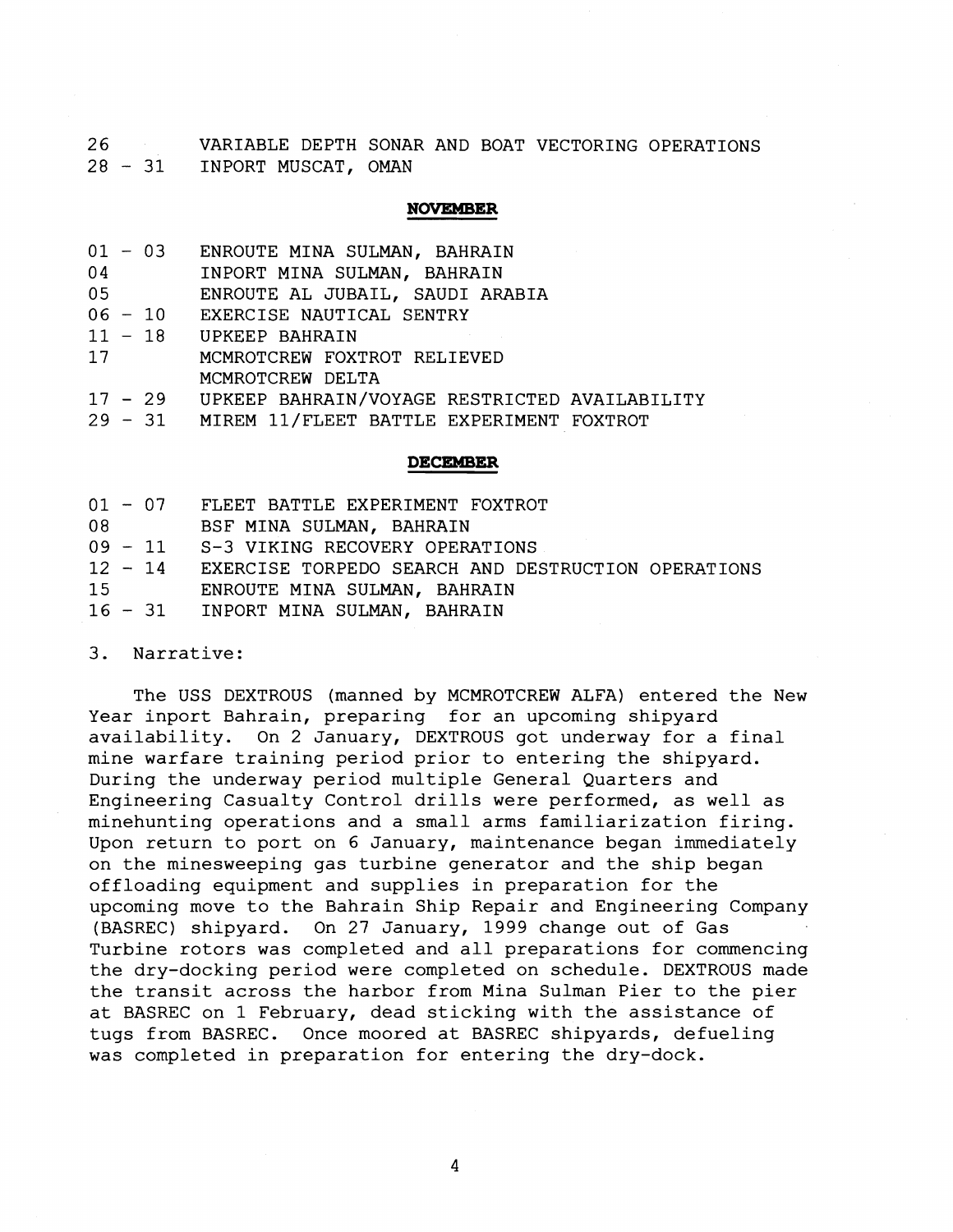| | |
|---|---|
| 26 | VARIABLE DEPTH SONAR AND BOAT VECTORING OPERATIONS |
| 28 - 31 | INPORT MUSCAT, OMAN |

**NOVEMBER**

| | |
|---|---|
| 01 - 03 | ENROUTE MINA SULMAN, BAHRAIN |
| 04 | INPORT MINA SULMAN, BAHRAIN |
| 05 | ENROUTE AL JUBAIL, SAUDI ARABIA |
| 06 - 10 | EXERCISE NAUTICAL SENTRY |
| 11 - 18 | UPKEEP BAHRAIN |
| 17 | MCMROTCREW FOXTROT RELIEVED MCMROTCREW DELTA |
| 17 - 29 | UPKEEP BAHRAIN/VOYAGE RESTRICTED AVAILABILITY |
| 29 - 31 | MIREM 11/FLEET BATTLE EXPERIMENT FOXTROT |

**DECEMBER**

| | |
|---|---|
| 01 - 07 | FLEET BATTLE EXPERIMENT FOXTROT |
| 08 | BSF MINA SULMAN, BAHRAIN |
| 09 - 11 | S-3 VIKING RECOVERY OPERATIONS |
| 12 - 14 | EXERCISE TORPEDO SEARCH AND DESTRUCTION OPERATIONS |
| 15 | ENROUTE MINA SULMAN, BAHRAIN |
| 16 - 31 | INPORT MINA SULMAN, BAHRAIN |

3. Narrative:

The USS DEXTROUS (manned by MCMROTCREW ALFA) entered the New Year inport Bahrain, preparing for an upcoming shipyard availability. On 2 January, DEXTROUS got underway for a final mine warfare training period prior to entering the shipyard. During the underway period multiple General Quarters and Engineering Casualty Control drills were performed, as well as minehunting operations and a small arms familiarization firing. Upon return to port on 6 January, maintenance began immediately on the minesweeping gas turbine generator and the ship began offloading equipment and supplies in preparation for the upcoming move to the Bahrain Ship Repair and Engineering Company (BASREC) shipyard. On 27 January, 1999 change out of Gas Turbine rotors was completed and all preparations for commencing the dry-docking period were completed on schedule. DEXTROUS made the transit across the harbor from Mina Sulman Pier to the pier at BASREC on 1 February, dead sticking with the assistance of tugs from BASREC. Once moored at BASREC shipyards, defueling was completed in preparation for entering the dry-dock.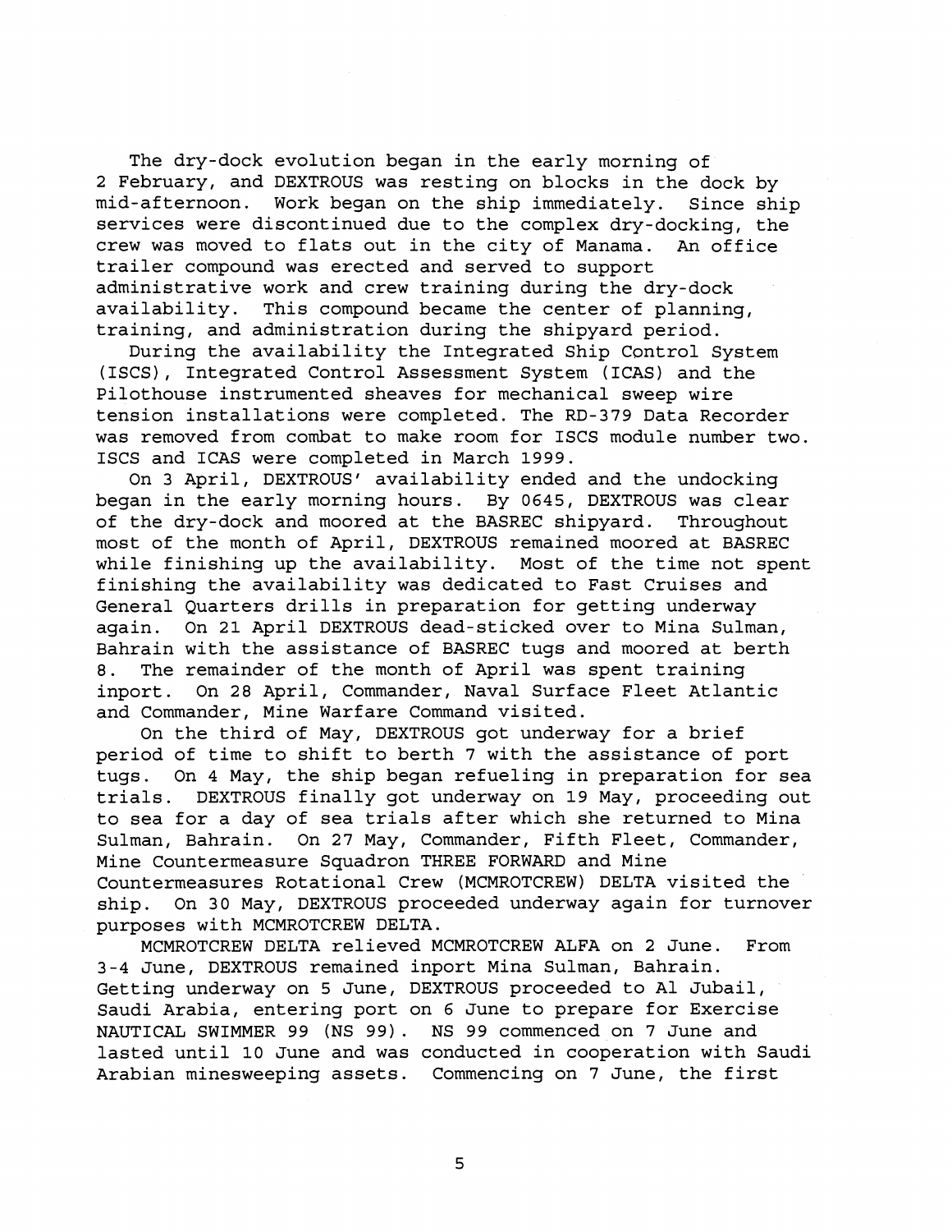The dry-dock evolution began in the early morning of 2 February, and DEXTROUS was resting on blocks in the dock by mid-afternoon. Work began on the ship immediately. Since ship services were discontinued due to the complex dry-docking, the crew was moved to flats out in the city of Manama. An office trailer compound was erected and served to support administrative work and crew training during the dry-dock availability. This compound became the center of planning, training, and administration during the shipyard period.

During the availability the Integrated Ship Control System (ISCS), Integrated Control Assessment System (ICAS) and the Pilothouse instrumented sheaves for mechanical sweep wire tension installations were completed. The RD-379 Data Recorder was removed from combat to make room for ISCS module number two. ISCS and ICAS were completed in March 1999.

On 3 April, DEXTROUS' availability ended and the undocking began in the early morning hours. By 0645, DEXTROUS was clear of the dry-dock and moored at the BASREC shipyard. Throughout most of the month of April, DEXTROUS remained moored at BASREC while finishing up the availability. Most of the time not spent finishing the availability was dedicated to Fast Cruises and General Quarters drills in preparation for getting underway again. On 21 April DEXTROUS dead-sticked over to Mina Sulman, Bahrain with the assistance of BASREC tugs and moored at berth 8. The remainder of the month of April was spent training inport. On 28 April, Commander, Naval Surface Fleet Atlantic and Commander, Mine Warfare Command visited.

On the third of May, DEXTROUS got underway for a brief period of time to shift to berth 7 with the assistance of port tugs. On 4 May, the ship began refueling in preparation for sea trials. DEXTROUS finally got underway on 19 May, proceeding out to sea for a day of sea trials after which she returned to Mina Sulman, Bahrain. On 27 May, Commander, Fifth Fleet, Commander, Mine Countermeasure Squadron THREE FORWARD and Mine Countermeasures Rotational Crew (MCMROTCREW) DELTA visited the ship. On 30 May, DEXTROUS proceeded underway again for turnover purposes with MCMROTCREW DELTA.

MCMROTCREW DELTA relieved MCMROTCREW ALFA on 2 June. From 3-4 June, DEXTROUS remained inport Mina Sulman, Bahrain. Getting underway on 5 June, DEXTROUS proceeded to Al Jubail, Saudi Arabia, entering port on 6 June to prepare for Exercise NAUTICAL SWIMMER 99 (NS 99). NS 99 commenced on 7 June and lasted until 10 June and was conducted in cooperation with Saudi Arabian minesweeping assets. Commencing on 7 June, the first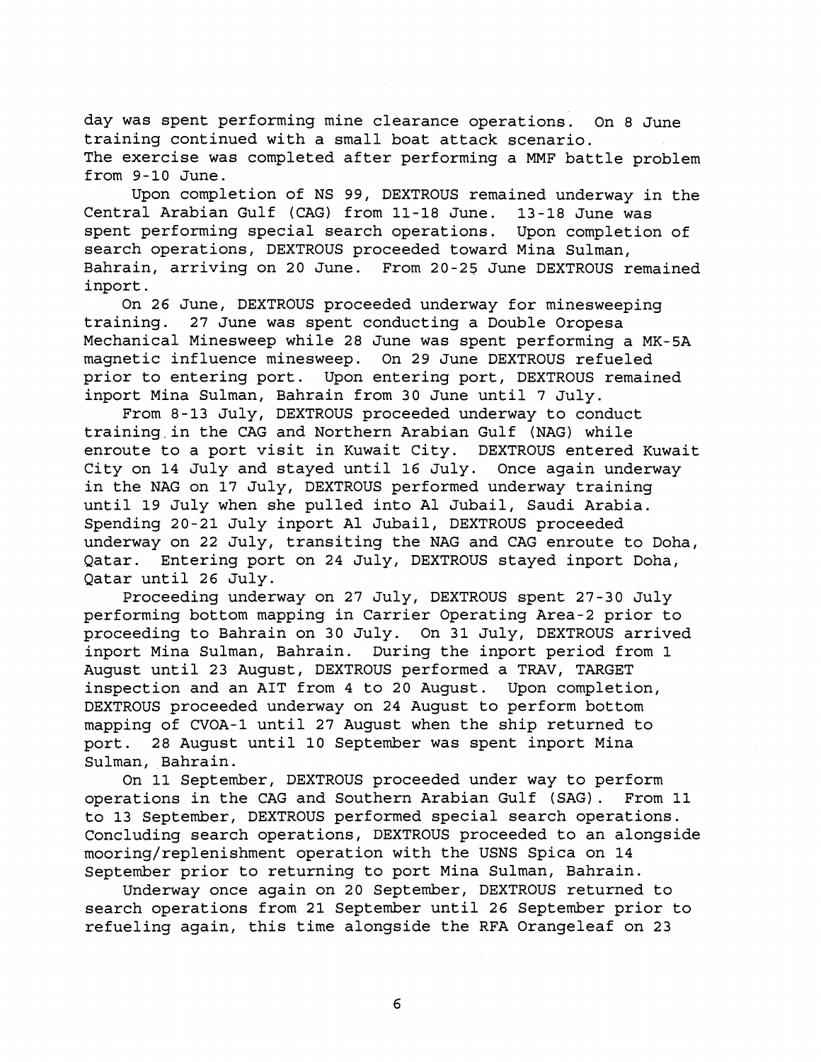day was spent performing mine clearance operations. On 8 June training continued with a small boat attack scenario. The exercise was completed after performing a MMF battle problem from 9-10 June.

Upon completion of NS 99, DEXTROUS remained underway in the Central Arabian Gulf (CAG) from 11-18 June. 13-18 June was spent performing special search operations. Upon completion of search operations, DEXTROUS proceeded toward Mina Sulman, Bahrain, arriving on 20 June. From 20-25 June DEXTROUS remained inport.

On 26 June, DEXTROUS proceeded underway for minesweeping training. 27 June was spent conducting a Double Oropesa Mechanical Minesweep while 28 June was spent performing a MK-5A magnetic influence minesweep. On 29 June DEXTROUS refueled prior to entering port. Upon entering port, DEXTROUS remained inport Mina Sulman, Bahrain from 30 June until 7 July.

From 8-13 July, DEXTROUS proceeded underway to conduct training in the CAG and Northern Arabian Gulf (NAG) while enroute to a port visit in Kuwait City. DEXTROUS entered Kuwait City on 14 July and stayed until 16 July. Once again underway in the NAG on 17 July, DEXTROUS performed underway training until 19 July when she pulled into Al Jubail, Saudi Arabia. Spending 20-21 July inport Al Jubail, DEXTROUS proceeded underway on 22 July, transiting the NAG and CAG enroute to Doha, Qatar. Entering port on 24 July, DEXTROUS stayed inport Doha, Qatar until 26 July.

Proceeding underway on 27 July, DEXTROUS spent 27-30 July performing bottom mapping in Carrier Operating Area-2 prior to proceeding to Bahrain on 30 July. On 31 July, DEXTROUS arrived inport Mina Sulman, Bahrain. During the inport period from 1 August until 23 August, DEXTROUS performed a TRAV, TARGET inspection and an AIT from 4 to 20 August. Upon completion, DEXTROUS proceeded underway on 24 August to perform bottom mapping of CVOA-1 until 27 August when the ship returned to port. 28 August until 10 September was spent inport Mina Sulman, Bahrain.

On 11 September, DEXTROUS proceeded under way to perform operations in the CAG and Southern Arabian Gulf (SAG). From 11 to 13 September, DEXTROUS performed special search operations. Concluding search operations, DEXTROUS proceeded to an alongside mooring/replenishment operation with the USNS Spica on 14 September prior to returning to port Mina Sulman, Bahrain.

Underway once again on 20 September, DEXTROUS returned to search operations from 21 September until 26 September prior to refueling again, this time alongside the RFA Orangeleaf on 23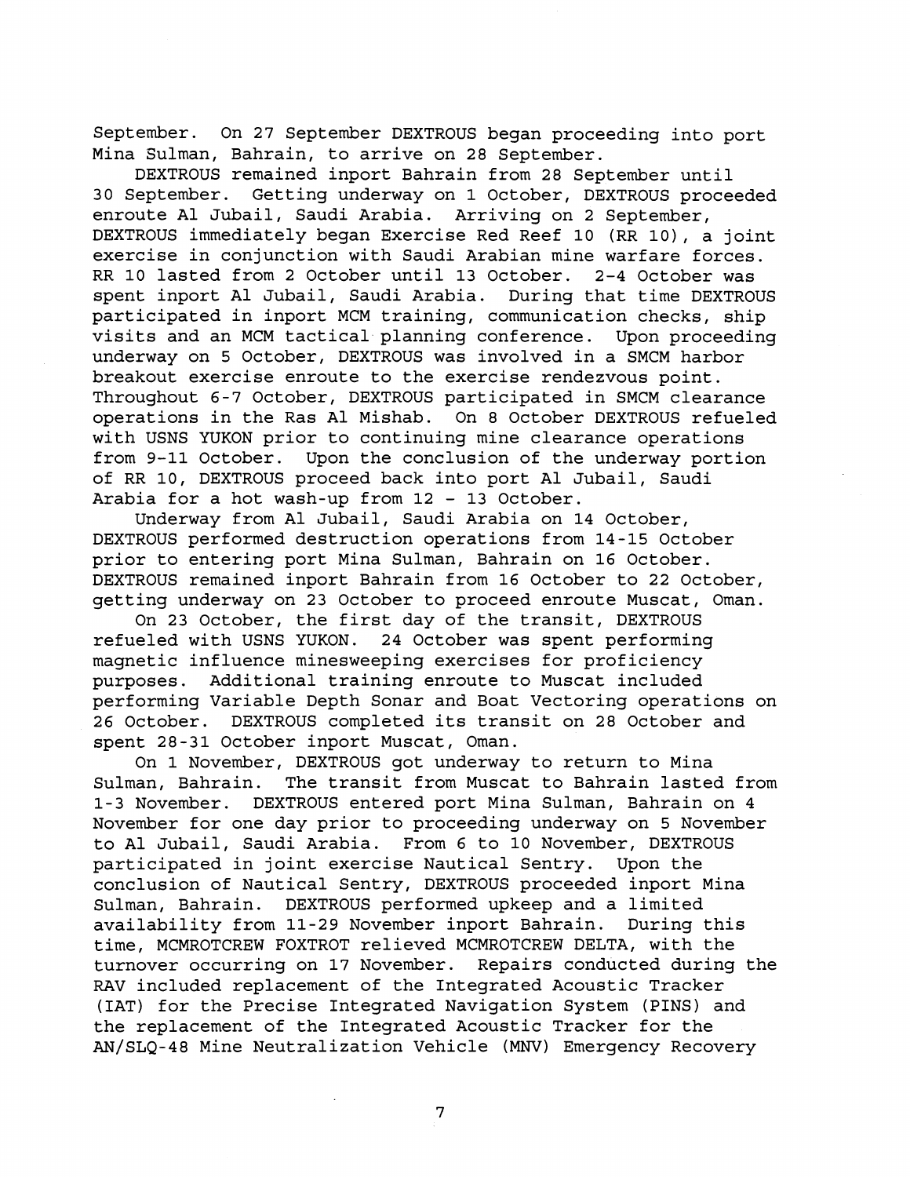September. On 27 September DEXTROUS began proceeding into port Mina Sulman, Bahrain, to arrive on 28 September.

DEXTROUS remained inport Bahrain from 28 September until 30 September. Getting underway on 1 October, DEXTROUS proceeded enroute Al Jubail, Saudi Arabia. Arriving on 2 September, DEXTROUS immediately began Exercise Red Reef 10 (RR 10), a joint exercise in conjunction with Saudi Arabian mine warfare forces. RR 10 lasted from 2 October until 13 October. 2-4 October was spent inport Al Jubail, Saudi Arabia. During that time DEXTROUS participated in inport MCM training, communication checks, ship visits and an MCM tactical planning conference. Upon proceeding underway on 5 October, DEXTROUS was involved in a SMCM harbor breakout exercise enroute to the exercise rendezvous point. Throughout 6-7 October, DEXTROUS participated in SMCM clearance operations in the Ras Al Mishab. On 8 October DEXTROUS refueled with USNS YUKON prior to continuing mine clearance operations from 9-11 October. Upon the conclusion of the underway portion of RR 10, DEXTROUS proceed back into port Al Jubail, Saudi Arabia for a hot wash-up from 12 - 13 October.

Underway from Al Jubail, Saudi Arabia on 14 October, DEXTROUS performed destruction operations from 14-15 October prior to entering port Mina Sulman, Bahrain on 16 October. DEXTROUS remained inport Bahrain from 16 October to 22 October, getting underway on 23 October to proceed enroute Muscat, Oman.

On 23 October, the first day of the transit, DEXTROUS refueled with USNS YUKON. 24 October was spent performing magnetic influence minesweeping exercises for proficiency purposes. Additional training enroute to Muscat included performing Variable Depth Sonar and Boat Vectoring operations on 26 October. DEXTROUS completed its transit on 28 October and spent 28-31 October inport Muscat, Oman.

On 1 November, DEXTROUS got underway to return to Mina Sulman, Bahrain. The transit from Muscat to Bahrain lasted from 1-3 November. DEXTROUS entered port Mina Sulman, Bahrain on 4 November for one day prior to proceeding underway on 5 November to Al Jubail, Saudi Arabia. From 6 to 10 November, DEXTROUS participated in joint exercise Nautical Sentry. Upon the conclusion of Nautical Sentry, DEXTROUS proceeded inport Mina Sulman, Bahrain. DEXTROUS performed upkeep and a limited availability from 11-29 November inport Bahrain. During this time, MCMROTCREW FOXTROT relieved MCMROTCREW DELTA, with the turnover occurring on 17 November. Repairs conducted during the RAV included replacement of the Integrated Acoustic Tracker (IAT) for the Precise Integrated Navigation System (PINS) and the replacement of the Integrated Acoustic Tracker for the AN/SLQ-48 Mine Neutralization Vehicle (MNV) Emergency Recovery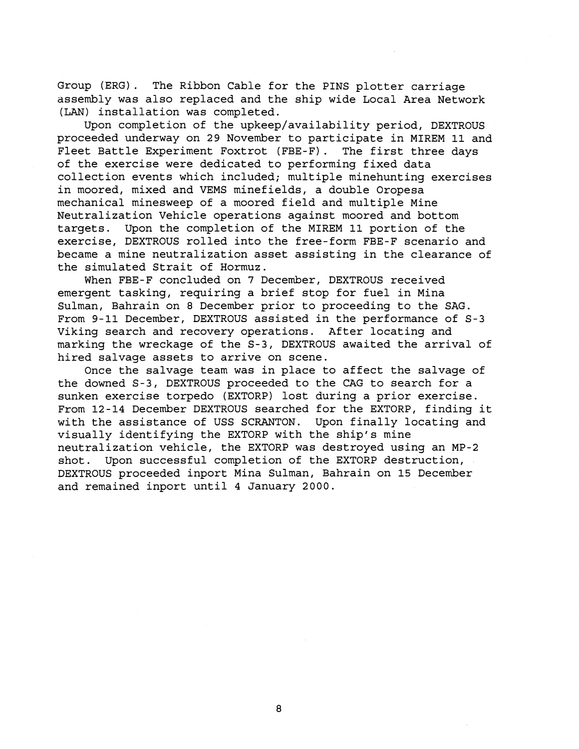Group (ERG). The Ribbon Cable for the PINS plotter carriage assembly was also replaced and the ship wide Local Area Network (LAN) installation was completed.

Upon completion of the upkeep/availability period, DEXTROUS proceeded underway on 29 November to participate in MIREM 11 and Fleet Battle Experiment Foxtrot (FBE-F). The first three days of the exercise were dedicated to performing fixed data collection events which included; multiple minehunting exercises in moored, mixed and VEMS minefields, a double Oropesa mechanical minesweep of a moored field and multiple Mine Neutralization Vehicle operations against moored and bottom targets. Upon the completion of the MIREM 11 portion of the exercise, DEXTROUS rolled into the free-form FBE-F scenario and became a mine neutralization asset assisting in the clearance of the simulated Strait of Hormuz.

When FBE-F concluded on 7 December, DEXTROUS received emergent tasking, requiring a brief stop for fuel in Mina Sulman, Bahrain on 8 December prior to proceeding to the SAG. From 9-11 December, DEXTROUS assisted in the performance of S-3 Viking search and recovery operations. After locating and marking the wreckage of the S-3, DEXTROUS awaited the arrival of hired salvage assets to arrive on scene.

Once the salvage team was in place to affect the salvage of the downed S-3, DEXTROUS proceeded to the CAG to search for a sunken exercise torpedo (EXTORP) lost during a prior exercise. From 12-14 December DEXTROUS searched for the EXTORP, finding it with the assistance of USS SCRANTON. Upon finally locating and visually identifying the EXTORP with the ship's mine neutralization vehicle, the EXTORP was destroyed using an MP-2 shot. Upon successful completion of the EXTORP destruction, DEXTROUS proceeded inport Mina Sulman, Bahrain on 15 December and remained inport until 4 January 2000.